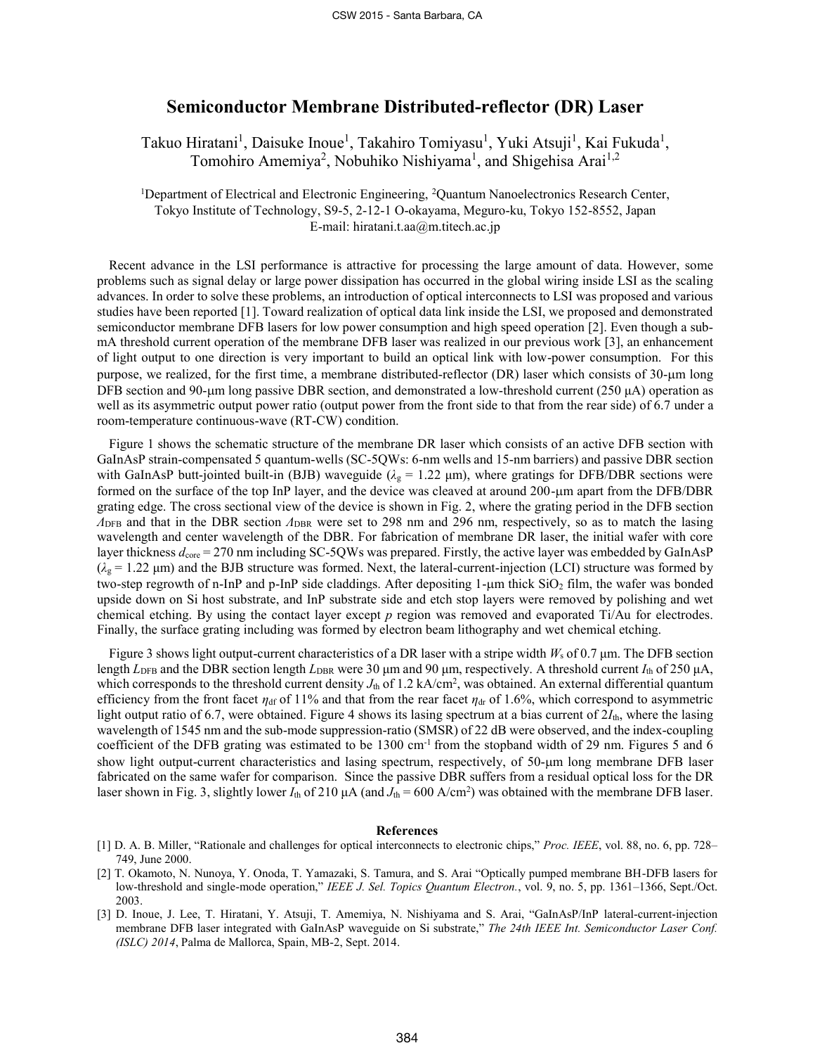# Semiconductor Membrane Distributed-reflector (DR) Laser

Takuo Hiratani[1], Daisuke Inoue[1], Takahiro Tomiyasu[1], Yuki Atsuji[1], Kai Fukuda[1], Tomohiro Amemiya[2], Nobuhiko Nishiyama[1], and Shigehisa Arai[1,2]

[1]Department of Electrical and Electronic Engineering, [2]Quantum Nanoelectronics Research Center, Tokyo Institute of Technology, S9-5, 2-12-1 O-okayama, Meguro-ku, Tokyo 152-8552, Japan
E-mail: hiratani.t.aa@m.titech.ac.jp

Recent advance in the LSI performance is attractive for processing the large amount of data. However, some problems such as signal delay or large power dissipation has occurred in the global wiring inside LSI as the scaling advances. In order to solve these problems, an introduction of optical interconnects to LSI was proposed and various studies have been reported [1]. Toward realization of optical data link inside the LSI, we proposed and demonstrated semiconductor membrane DFB lasers for low power consumption and high speed operation [2]. Even though a sub-mA threshold current operation of the membrane DFB laser was realized in our previous work [3], an enhancement of light output to one direction is very important to build an optical link with low-power consumption. For this purpose, we realized, for the first time, a membrane distributed-reflector (DR) laser which consists of 30-μm long DFB section and 90-μm long passive DBR section, and demonstrated a low-threshold current (250 μA) operation as well as its asymmetric output power ratio (output power from the front side to that from the rear side) of 6.7 under a room-temperature continuous-wave (RT-CW) condition.

Figure 1 shows the schematic structure of the membrane DR laser which consists of an active DFB section with GaInAsP strain-compensated 5 quantum-wells (SC-5QWs: 6-nm wells and 15-nm barriers) and passive DBR section with GaInAsP butt-jointed built-in (BJB) waveguide ($\lambda_g$ = 1.22 μm), where gratings for DFB/DBR sections were formed on the surface of the top InP layer, and the device was cleaved at around 200-μm apart from the DFB/DBR grating edge. The cross sectional view of the device is shown in Fig. 2, where the grating period in the DFB section $\Lambda_{DFB}$ and that in the DBR section $\Lambda_{DBR}$ were set to 298 nm and 296 nm, respectively, so as to match the lasing wavelength and center wavelength of the DBR. For fabrication of membrane DR laser, the initial wafer with core layer thickness $d_{core}$ = 270 nm including SC-5QWs was prepared. Firstly, the active layer was embedded by GaInAsP ($\lambda_g$ = 1.22 μm) and the BJB structure was formed. Next, the lateral-current-injection (LCI) structure was formed by two-step regrowth of n-InP and p-InP side claddings. After depositing 1-μm thick $SiO_2$ film, the wafer was bonded upside down on Si host substrate, and InP substrate side and etch stop layers were removed by polishing and wet chemical etching. By using the contact layer except *p* region was removed and evaporated Ti/Au for electrodes. Finally, the surface grating including was formed by electron beam lithography and wet chemical etching.

Figure 3 shows light output-current characteristics of a DR laser with a stripe width $W_s$ of 0.7 μm. The DFB section length $L_{DFB}$ and the DBR section length $L_{DBR}$ were 30 μm and 90 μm, respectively. A threshold current $I_{th}$ of 250 μA, which corresponds to the threshold current density $J_{th}$ of 1.2 kA/cm$^2$, was obtained. An external differential quantum efficiency from the front facet $\eta_{df}$ of 11% and that from the rear facet $\eta_{dr}$ of 1.6%, which correspond to asymmetric light output ratio of 6.7, were obtained. Figure 4 shows its lasing spectrum at a bias current of $2I_{th}$, where the lasing wavelength of 1545 nm and the sub-mode suppression-ratio (SMSR) of 22 dB were observed, and the index-coupling coefficient of the DFB grating was estimated to be 1300 cm$^{-1}$ from the stopband width of 29 nm. Figures 5 and 6 show light output-current characteristics and lasing spectrum, respectively, of 50-μm long membrane DFB laser fabricated on the same wafer for comparison. Since the passive DBR suffers from a residual optical loss for the DR laser shown in Fig. 3, slightly lower $I_{th}$ of 210 μA (and $J_{th}$ = 600 A/cm$^2$) was obtained with the membrane DFB laser.

## References

[1] D. A. B. Miller, "Rationale and challenges for optical interconnects to electronic chips," *Proc. IEEE*, vol. 88, no. 6, pp. 728–749, June 2000.

[2] T. Okamoto, N. Nunoya, Y. Onoda, T. Yamazaki, S. Tamura, and S. Arai "Optically pumped membrane BH-DFB lasers for low-threshold and single-mode operation," *IEEE J. Sel. Topics Quantum Electron.*, vol. 9, no. 5, pp. 1361–1366, Sept./Oct. 2003.

[3] D. Inoue, J. Lee, T. Hiratani, Y. Atsuji, T. Amemiya, N. Nishiyama and S. Arai, "GaInAsP/InP lateral-current-injection membrane DFB laser integrated with GaInAsP waveguide on Si substrate," *The 24th IEEE Int. Semiconductor Laser Conf. (ISLC) 2014*, Palma de Mallorca, Spain, MB-2, Sept. 2014.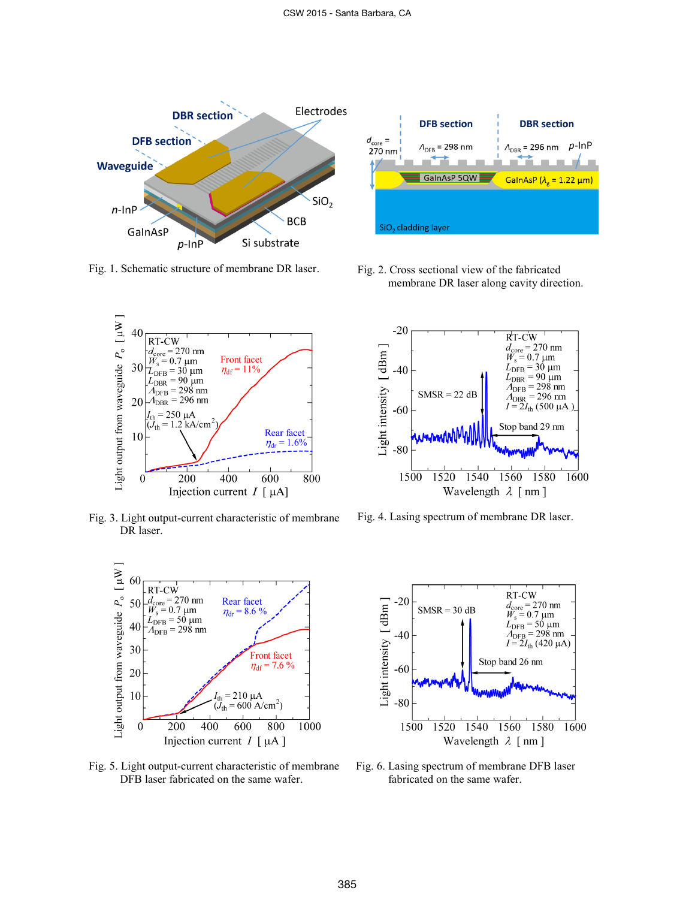DBR section

DFB section

Waveguide

Electrodes

$SiO_2$

BCB

Si substrate

$n$-InP

GaInAsP

$p$-InP

Fig. 1. Schematic structure of membrane DR laser.

DFB section

DBR section

$d_{core}$ = 270 nm

$\Lambda_{DFB}$ = 298 nm

$\Lambda_{DBR}$ = 296 nm

$p$-InP

GaInAsP 5QW

GaInAsP ($\lambda_g$ = 1.22 μm)

$SiO_2$ cladding layer

Fig. 2. Cross sectional view of the fabricated membrane DR laser along cavity direction.

Light output from waveguide $P_o$ [ μW ]

40

30

20

10

0

200

400

600

800

Injection current $I$ [ μA ]

RT-CW

$d_{core}$ = 270 nm

$W_s$ = 0.7 μm

$L_{DFB}$ = 30 μm

$L_{DBR}$ = 90 μm

$\Lambda_{DFB}$ = 298 nm

$\Lambda_{DBR}$ = 296 nm

$I_{th}$ = 250 μA

($J_{th}$ = 1.2 kA/cm$^2$)

Front facet

$\eta_{df}$ = 11%

Rear facet

$\eta_{dr}$ = 1.6%

Fig. 3. Light output-current characteristic of membrane DR laser.

Light intensity [ dBm ]

-20

-40

-60

-80

1500

1520

1540

1560

1580

1600

Wavelength $\lambda$ [ nm ]

RT-CW

$d_{core}$ = 270 nm

$W_s$ = 0.7 μm

$L_{DFB}$ = 30 μm

$L_{DBR}$ = 90 μm

$\Lambda_{DFB}$ = 298 nm

$\Lambda_{DBR}$ = 296 nm

$I$ = 2$I_{th}$ (500 μA )

SMSR = 22 dB

Stop band 29 nm

Fig. 4. Lasing spectrum of membrane DR laser.

Light output from waveguide $P_o$ [ μW ]

60

50

40

30

20

10

0

200

400

600

800

1000

Injection current $I$ [ μA ]

RT-CW

$d_{core}$ = 270 nm

$W_s$ = 0.7 μm

$L_{DFB}$ = 50 μm

$\Lambda_{DFB}$ = 298 nm

Rear facet

$\eta_{dr}$ = 8.6 %

Front facet

$\eta_{df}$ = 7.6 %

$I_{th}$ = 210 μA

($J_{th}$ = 600 A/cm$^2$)

Fig. 5. Light output-current characteristic of membrane DFB laser fabricated on the same wafer.

Light intensity [ dBm ]

-20

-40

-60

-80

1500

1520

1540

1560

1580

1600

Wavelength $\lambda$ [ nm ]

RT-CW

$d_{core}$ = 270 nm

$W_s$ = 0.7 μm

$L_{DFB}$ = 50 μm

$\Lambda_{DFB}$ = 298 nm

$I$ = 2$I_{th}$ (420 μA)

SMSR = 30 dB

Stop band 26 nm

Fig. 6. Lasing spectrum of membrane DFB laser fabricated on the same wafer.